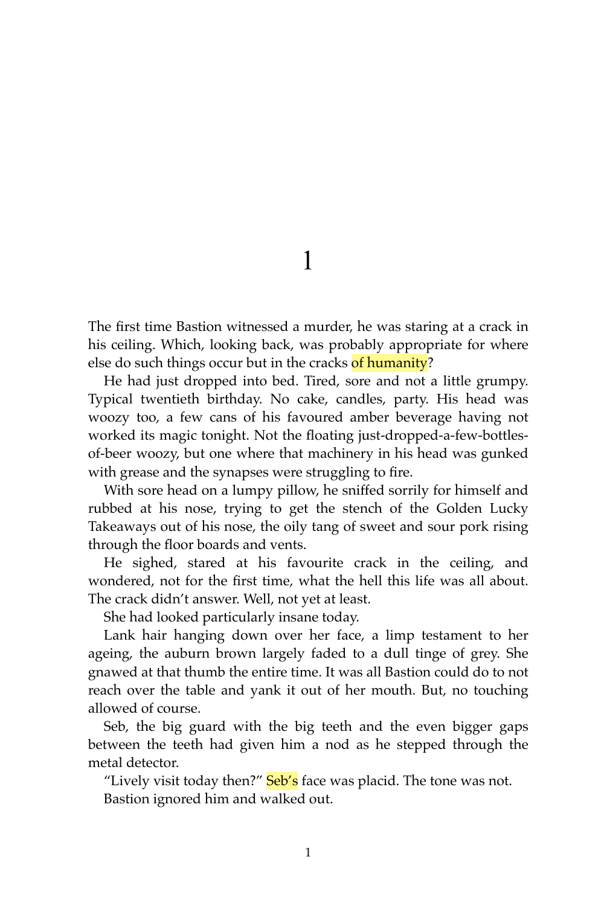# 1

The first time Bastion witnessed a murder, he was staring at a crack in his ceiling. Which, looking back, was probably appropriate for where else do such things occur but in the cracks of humanity?

He had just dropped into bed. Tired, sore and not a little grumpy. Typical twentieth birthday. No cake, candles, party. His head was woozy too, a few cans of his favoured amber beverage having not worked its magic tonight. Not the floating just-dropped-a-few-bottles-of-beer woozy, but one where that machinery in his head was gunked with grease and the synapses were struggling to fire.

With sore head on a lumpy pillow, he sniffed sorrily for himself and rubbed at his nose, trying to get the stench of the Golden Lucky Takeaways out of his nose, the oily tang of sweet and sour pork rising through the floor boards and vents.

He sighed, stared at his favourite crack in the ceiling, and wondered, not for the first time, what the hell this life was all about. The crack didn't answer. Well, not yet at least.

She had looked particularly insane today.

Lank hair hanging down over her face, a limp testament to her ageing, the auburn brown largely faded to a dull tinge of grey. She gnawed at that thumb the entire time. It was all Bastion could do to not reach over the table and yank it out of her mouth. But, no touching allowed of course.

Seb, the big guard with the big teeth and the even bigger gaps between the teeth had given him a nod as he stepped through the metal detector.

"Lively visit today then?" Seb's face was placid. The tone was not.

Bastion ignored him and walked out.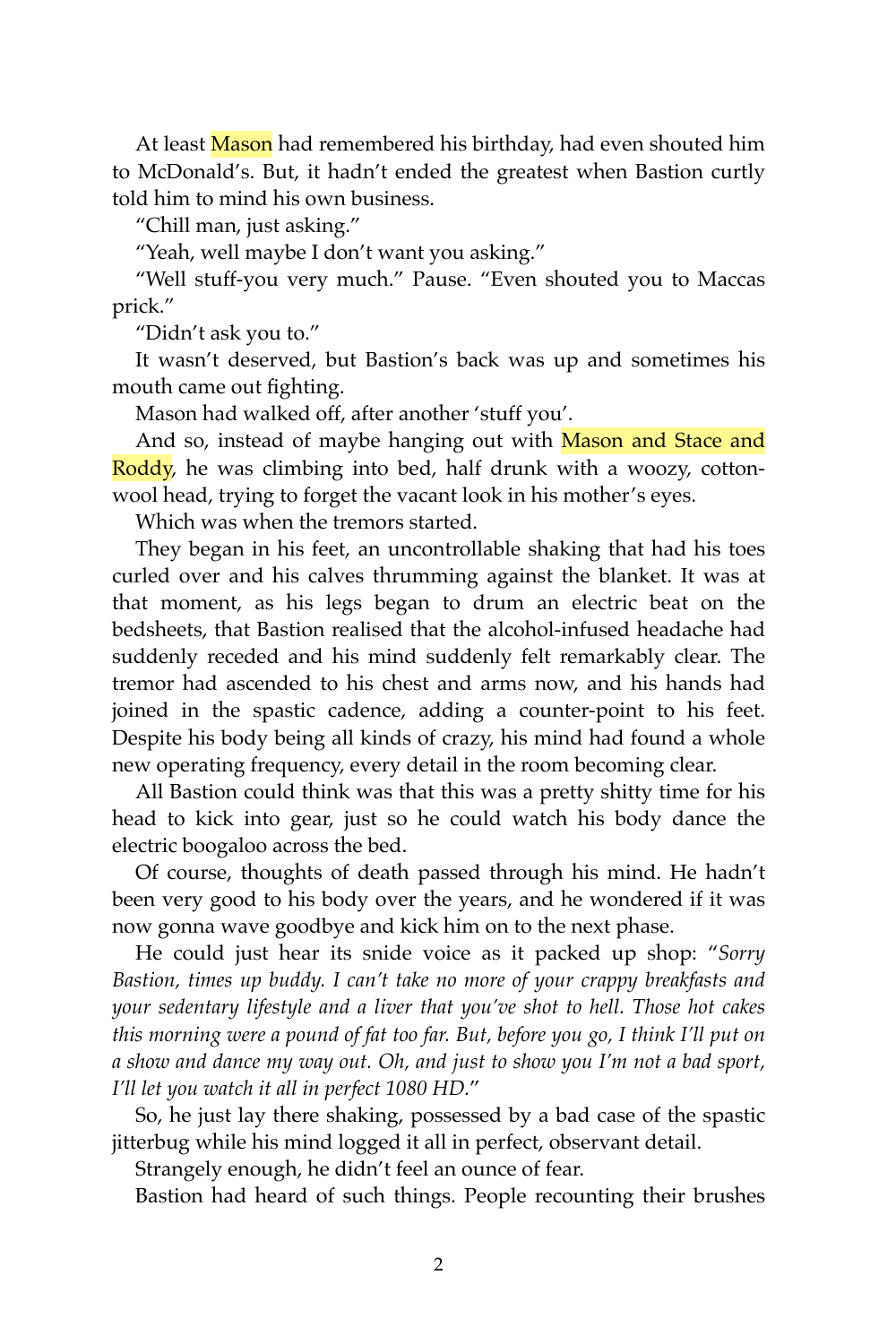At least Mason had remembered his birthday, had even shouted him to McDonald's. But, it hadn't ended the greatest when Bastion curtly told him to mind his own business.

"Chill man, just asking."

"Yeah, well maybe I don't want you asking."

"Well stuff-you very much." Pause. "Even shouted you to Maccas prick."

"Didn't ask you to."

It wasn't deserved, but Bastion's back was up and sometimes his mouth came out fighting.

Mason had walked off, after another 'stuff you'.

And so, instead of maybe hanging out with Mason and Stace and Roddy, he was climbing into bed, half drunk with a woozy, cotton-wool head, trying to forget the vacant look in his mother's eyes.

Which was when the tremors started.

They began in his feet, an uncontrollable shaking that had his toes curled over and his calves thrumming against the blanket. It was at that moment, as his legs began to drum an electric beat on the bedsheets, that Bastion realised that the alcohol-infused headache had suddenly receded and his mind suddenly felt remarkably clear. The tremor had ascended to his chest and arms now, and his hands had joined in the spastic cadence, adding a counter-point to his feet. Despite his body being all kinds of crazy, his mind had found a whole new operating frequency, every detail in the room becoming clear.

All Bastion could think was that this was a pretty shitty time for his head to kick into gear, just so he could watch his body dance the electric boogaloo across the bed.

Of course, thoughts of death passed through his mind. He hadn't been very good to his body over the years, and he wondered if it was now gonna wave goodbye and kick him on to the next phase.

He could just hear its snide voice as it packed up shop: "*Sorry Bastion, times up buddy. I can't take no more of your crappy breakfasts and your sedentary lifestyle and a liver that you've shot to hell. Those hot cakes this morning were a pound of fat too far. But, before you go, I think I'll put on a show and dance my way out. Oh, and just to show you I'm not a bad sport, I'll let you watch it all in perfect 1080 HD.*"

So, he just lay there shaking, possessed by a bad case of the spastic jitterbug while his mind logged it all in perfect, observant detail.

Strangely enough, he didn't feel an ounce of fear.

Bastion had heard of such things. People recounting their brushes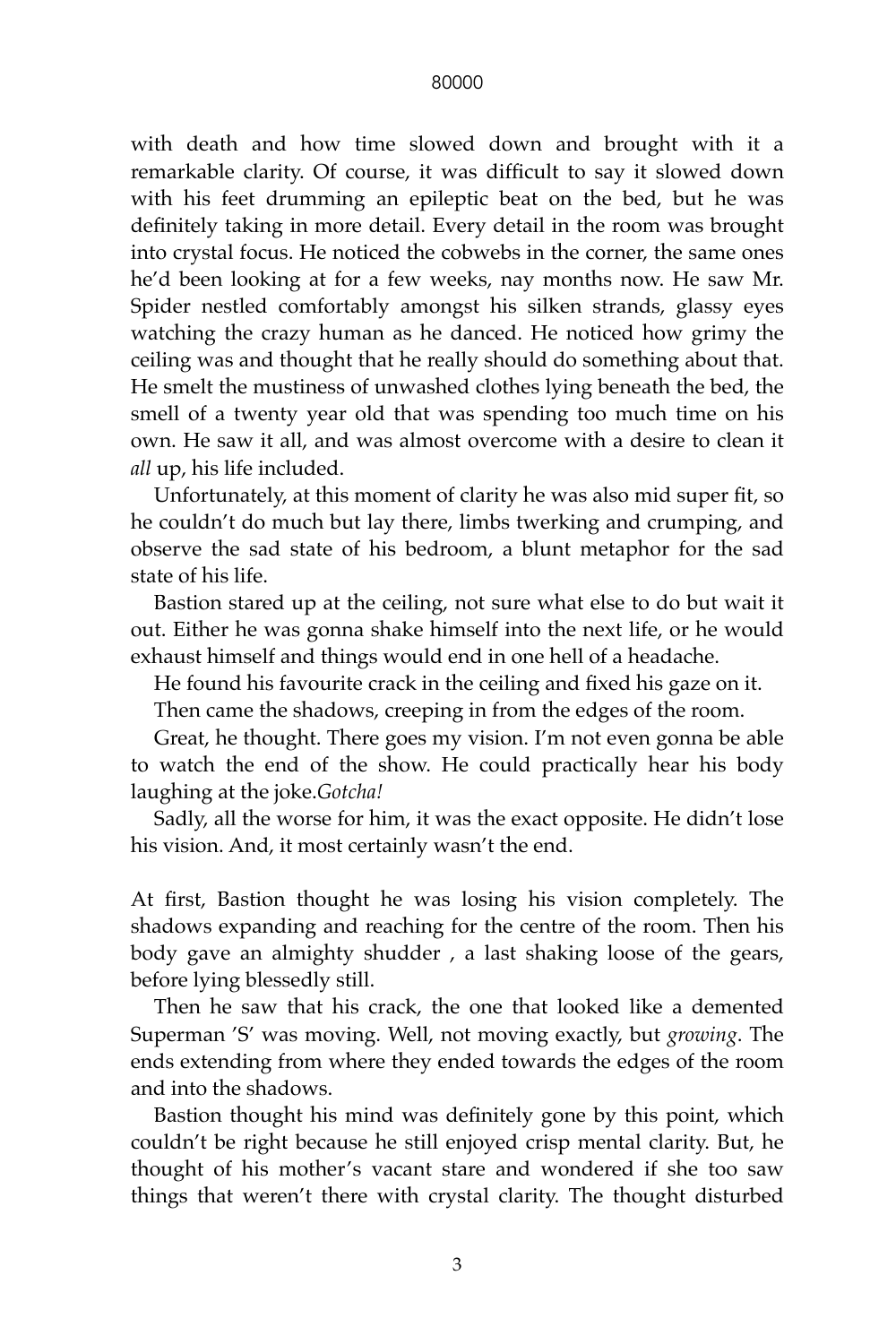with death and how time slowed down and brought with it a remarkable clarity. Of course, it was difficult to say it slowed down with his feet drumming an epileptic beat on the bed, but he was definitely taking in more detail. Every detail in the room was brought into crystal focus. He noticed the cobwebs in the corner, the same ones he'd been looking at for a few weeks, nay months now. He saw Mr. Spider nestled comfortably amongst his silken strands, glassy eyes watching the crazy human as he danced. He noticed how grimy the ceiling was and thought that he really should do something about that. He smelt the mustiness of unwashed clothes lying beneath the bed, the smell of a twenty year old that was spending too much time on his own. He saw it all, and was almost overcome with a desire to clean it *all* up, his life included.

Unfortunately, at this moment of clarity he was also mid super fit, so he couldn't do much but lay there, limbs twerking and crumping, and observe the sad state of his bedroom, a blunt metaphor for the sad state of his life.

Bastion stared up at the ceiling, not sure what else to do but wait it out. Either he was gonna shake himself into the next life, or he would exhaust himself and things would end in one hell of a headache.

He found his favourite crack in the ceiling and fixed his gaze on it.

Then came the shadows, creeping in from the edges of the room.

Great, he thought. There goes my vision. I'm not even gonna be able to watch the end of the show. He could practically hear his body laughing at the joke.*Gotcha!*

Sadly, all the worse for him, it was the exact opposite. He didn't lose his vision. And, it most certainly wasn't the end.

At first, Bastion thought he was losing his vision completely. The shadows expanding and reaching for the centre of the room. Then his body gave an almighty shudder , a last shaking loose of the gears, before lying blessedly still.

Then he saw that his crack, the one that looked like a demented Superman 'S' was moving. Well, not moving exactly, but *growing*. The ends extending from where they ended towards the edges of the room and into the shadows.

Bastion thought his mind was definitely gone by this point, which couldn't be right because he still enjoyed crisp mental clarity. But, he thought of his mother's vacant stare and wondered if she too saw things that weren't there with crystal clarity. The thought disturbed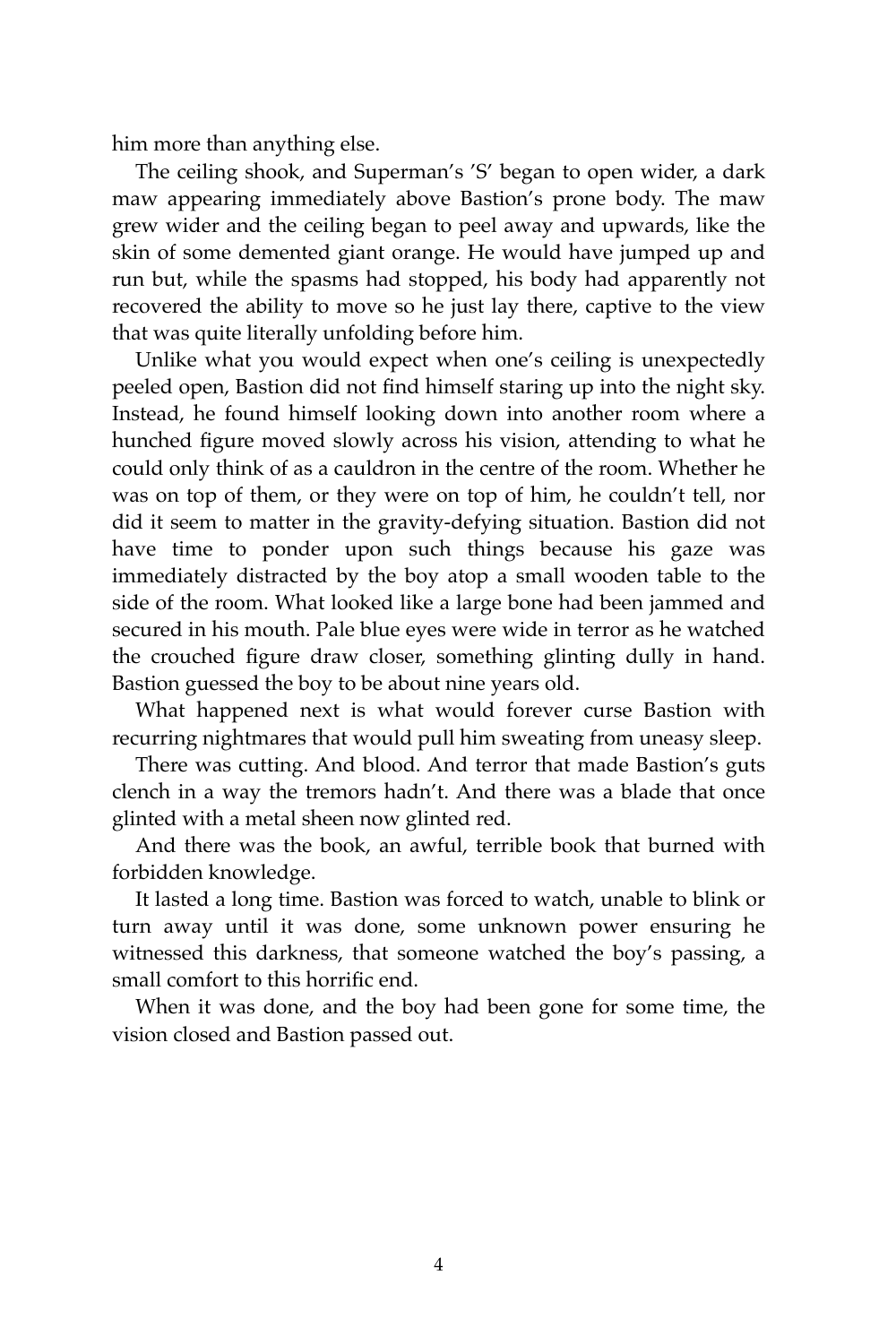him more than anything else.

The ceiling shook, and Superman's 'S' began to open wider, a dark maw appearing immediately above Bastion's prone body. The maw grew wider and the ceiling began to peel away and upwards, like the skin of some demented giant orange. He would have jumped up and run but, while the spasms had stopped, his body had apparently not recovered the ability to move so he just lay there, captive to the view that was quite literally unfolding before him.

Unlike what you would expect when one's ceiling is unexpectedly peeled open, Bastion did not find himself staring up into the night sky. Instead, he found himself looking down into another room where a hunched figure moved slowly across his vision, attending to what he could only think of as a cauldron in the centre of the room. Whether he was on top of them, or they were on top of him, he couldn't tell, nor did it seem to matter in the gravity-defying situation. Bastion did not have time to ponder upon such things because his gaze was immediately distracted by the boy atop a small wooden table to the side of the room. What looked like a large bone had been jammed and secured in his mouth. Pale blue eyes were wide in terror as he watched the crouched figure draw closer, something glinting dully in hand. Bastion guessed the boy to be about nine years old.

What happened next is what would forever curse Bastion with recurring nightmares that would pull him sweating from uneasy sleep.

There was cutting. And blood. And terror that made Bastion's guts clench in a way the tremors hadn't. And there was a blade that once glinted with a metal sheen now glinted red.

And there was the book, an awful, terrible book that burned with forbidden knowledge.

It lasted a long time. Bastion was forced to watch, unable to blink or turn away until it was done, some unknown power ensuring he witnessed this darkness, that someone watched the boy's passing, a small comfort to this horrific end.

When it was done, and the boy had been gone for some time, the vision closed and Bastion passed out.